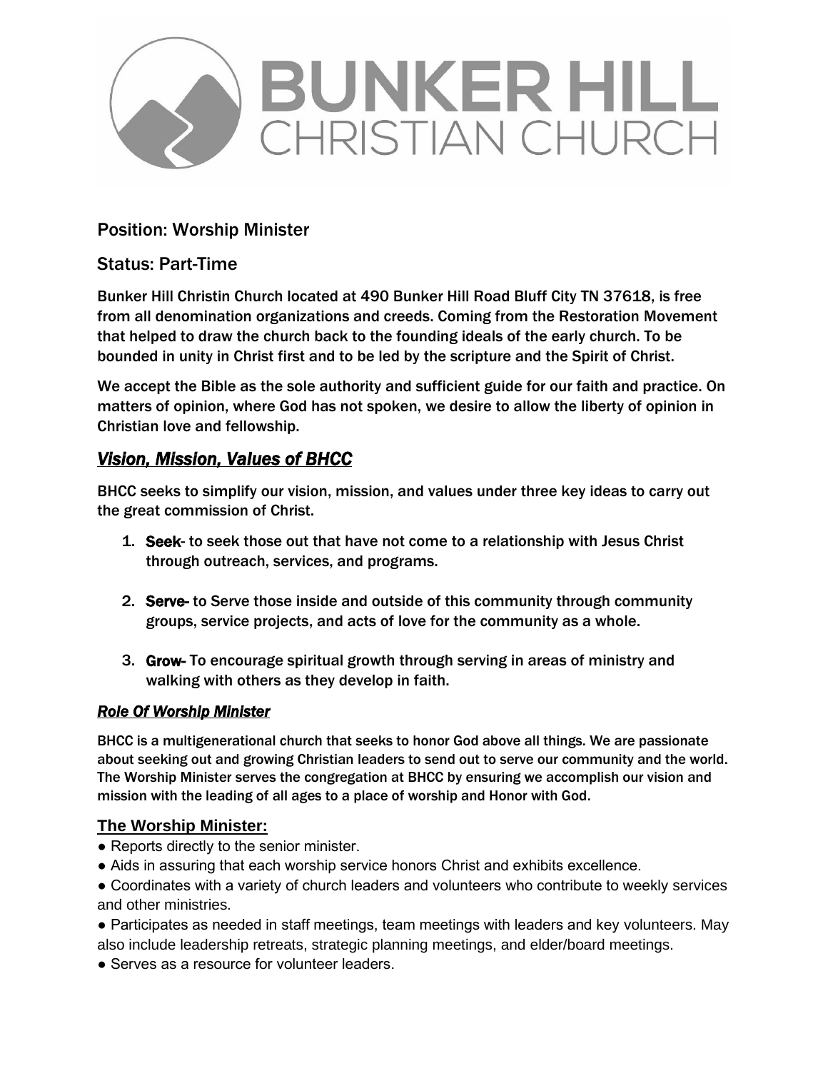# BUNKER HILL CHRISTIAN CHURCH

## Position: Worship Minister

## Status: Part-Time

**Bunker Hill Christin Church located at 490 Bunker Hill Road Bluff City TN 37618, is free from all denomination organizations and creeds. Coming from the Restoration Movement that helped to draw the church back to the founding ideals of the early church. To be bounded in unity in Christ first and to be led by the scripture and the Spirit of Christ.**

**We accept the Bible as the sole authority and sufficient guide for our faith and practice. On matters of opinion, where God has not spoken, we desire to allow the liberty of opinion in Christian love and fellowship.**

## ***Vision, Mission, Values of BHCC***

**BHCC seeks to simplify our vision, mission, and values under three key ideas to carry out the great commission of Christ.**

1. **Seek- to seek those out that have not come to a relationship with Jesus Christ through outreach, services, and programs.**
2. **Serve- to Serve those inside and outside of this community through community groups, service projects, and acts of love for the community as a whole.**
3. **Grow- To encourage spiritual growth through serving in areas of ministry and walking with others as they develop in faith.**

### ***Role Of Worship Minister***

**BHCC is a multigenerational church that seeks to honor God above all things. We are passionate about seeking out and growing Christian leaders to send out to serve our community and the world. The Worship Minister serves the congregation at BHCC by ensuring we accomplish our vision and mission with the leading of all ages to a place of worship and Honor with God.**

### **The Worship Minister:**

- Reports directly to the senior minister.
- Aids in assuring that each worship service honors Christ and exhibits excellence.
- Coordinates with a variety of church leaders and volunteers who contribute to weekly services and other ministries.
- Participates as needed in staff meetings, team meetings with leaders and key volunteers. May also include leadership retreats, strategic planning meetings, and elder/board meetings.
- Serves as a resource for volunteer leaders.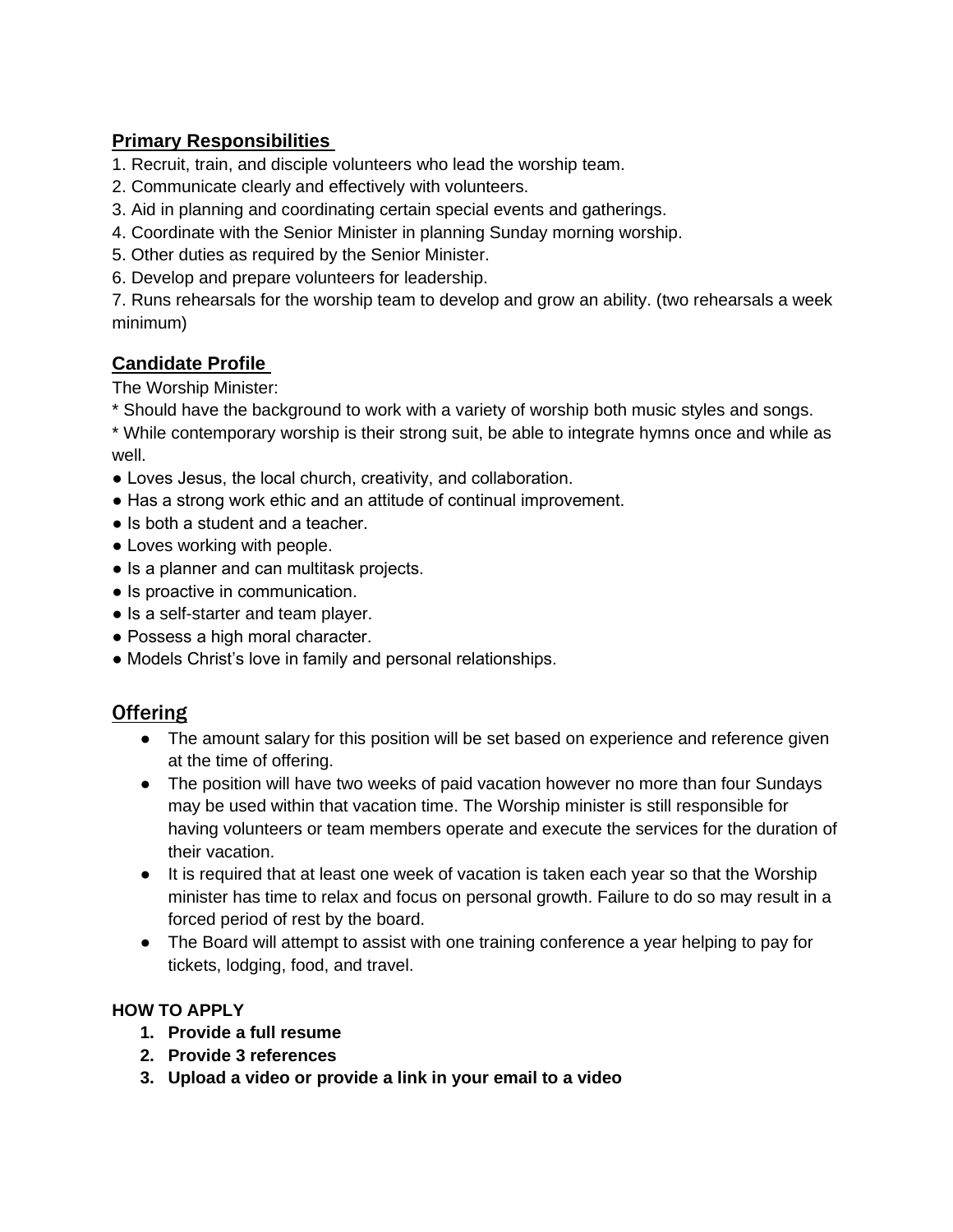## Primary Responsibilities

1. Recruit, train, and disciple volunteers who lead the worship team.
2. Communicate clearly and effectively with volunteers.
3. Aid in planning and coordinating certain special events and gatherings.
4. Coordinate with the Senior Minister in planning Sunday morning worship.
5. Other duties as required by the Senior Minister.
6. Develop and prepare volunteers for leadership.
7. Runs rehearsals for the worship team to develop and grow an ability. (two rehearsals a week minimum)

## Candidate Profile

The Worship Minister:

* Should have the background to work with a variety of worship both music styles and songs.
* While contemporary worship is their strong suit, be able to integrate hymns once and while as well.

- Loves Jesus, the local church, creativity, and collaboration.
- Has a strong work ethic and an attitude of continual improvement.
- Is both a student and a teacher.
- Loves working with people.
- Is a planner and can multitask projects.
- Is proactive in communication.
- Is a self-starter and team player.
- Possess a high moral character.
- Models Christ's love in family and personal relationships.

## Offering

- The amount salary for this position will be set based on experience and reference given at the time of offering.
- The position will have two weeks of paid vacation however no more than four Sundays may be used within that vacation time. The Worship minister is still responsible for having volunteers or team members operate and execute the services for the duration of their vacation.
- It is required that at least one week of vacation is taken each year so that the Worship minister has time to relax and focus on personal growth. Failure to do so may result in a forced period of rest by the board.
- The Board will attempt to assist with one training conference a year helping to pay for tickets, lodging, food, and travel.

**HOW TO APPLY**

1. **Provide a full resume**
2. **Provide 3 references**
3. **Upload a video or provide a link in your email to a video**